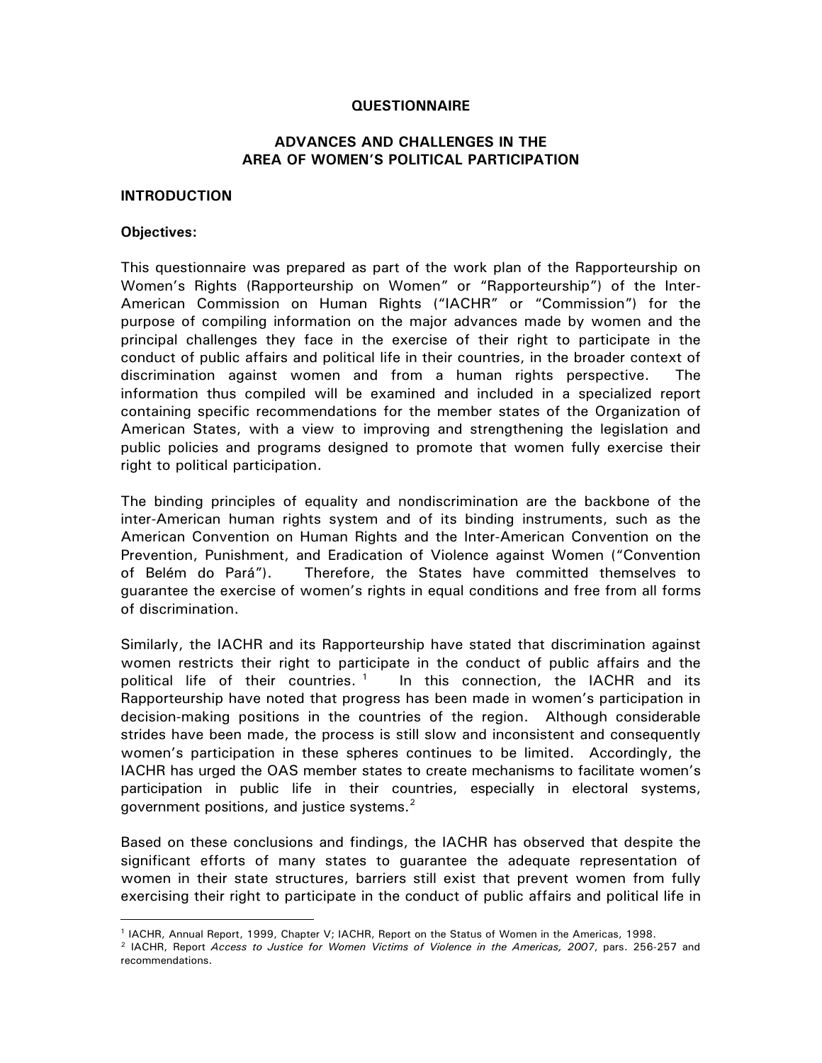# QUESTIONNAIRE

## ADVANCES AND CHALLENGES IN THE AREA OF WOMEN'S POLITICAL PARTICIPATION

### INTRODUCTION

**Objectives:**

This questionnaire was prepared as part of the work plan of the Rapporteurship on Women's Rights (Rapporteurship on Women" or "Rapporteurship") of the Inter-American Commission on Human Rights ("IACHR" or "Commission") for the purpose of compiling information on the major advances made by women and the principal challenges they face in the exercise of their right to participate in the conduct of public affairs and political life in their countries, in the broader context of discrimination against women and from a human rights perspective. The information thus compiled will be examined and included in a specialized report containing specific recommendations for the member states of the Organization of American States, with a view to improving and strengthening the legislation and public policies and programs designed to promote that women fully exercise their right to political participation.

The binding principles of equality and nondiscrimination are the backbone of the inter-American human rights system and of its binding instruments, such as the American Convention on Human Rights and the Inter-American Convention on the Prevention, Punishment, and Eradication of Violence against Women ("Convention of Belém do Pará"). Therefore, the States have committed themselves to guarantee the exercise of women's rights in equal conditions and free from all forms of discrimination.

Similarly, the IACHR and its Rapporteurship have stated that discrimination against women restricts their right to participate in the conduct of public affairs and the political life of their countries. [1] In this connection, the IACHR and its Rapporteurship have noted that progress has been made in women's participation in decision-making positions in the countries of the region. Although considerable strides have been made, the process is still slow and inconsistent and consequently women's participation in these spheres continues to be limited. Accordingly, the IACHR has urged the OAS member states to create mechanisms to facilitate women's participation in public life in their countries, especially in electoral systems, government positions, and justice systems. [2]

Based on these conclusions and findings, the IACHR has observed that despite the significant efforts of many states to guarantee the adequate representation of women in their state structures, barriers still exist that prevent women from fully exercising their right to participate in the conduct of public affairs and political life in

---

[1] IACHR, Annual Report, 1999, Chapter V; IACHR, Report on the Status of Women in the Americas, 1998.

[2] IACHR, Report *Access to Justice for Women Victims of Violence in the Americas, 2007*, pars. 256-257 and recommendations.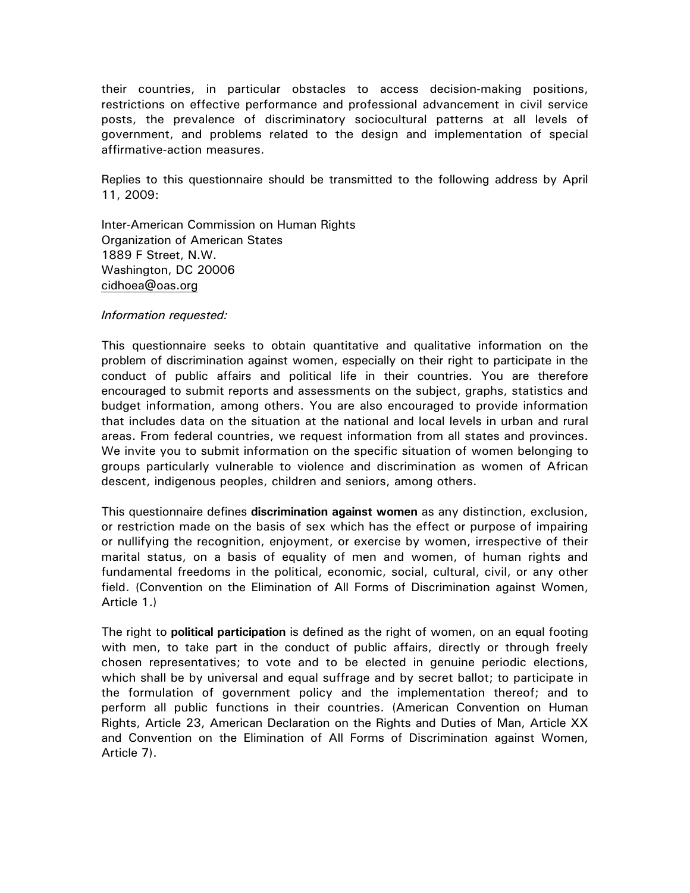their countries, in particular obstacles to access decision-making positions, restrictions on effective performance and professional advancement in civil service posts, the prevalence of discriminatory sociocultural patterns at all levels of government, and problems related to the design and implementation of special affirmative-action measures.

Replies to this questionnaire should be transmitted to the following address by April 11, 2009:

Inter-American Commission on Human Rights  
Organization of American States  
1889 F Street, N.W.  
Washington, DC 20006  
cidhoea@oas.org

*Information requested:*

This questionnaire seeks to obtain quantitative and qualitative information on the problem of discrimination against women, especially on their right to participate in the conduct of public affairs and political life in their countries. You are therefore encouraged to submit reports and assessments on the subject, graphs, statistics and budget information, among others. You are also encouraged to provide information that includes data on the situation at the national and local levels in urban and rural areas. From federal countries, we request information from all states and provinces. We invite you to submit information on the specific situation of women belonging to groups particularly vulnerable to violence and discrimination as women of African descent, indigenous peoples, children and seniors, among others.

This questionnaire defines **discrimination against women** as any distinction, exclusion, or restriction made on the basis of sex which has the effect or purpose of impairing or nullifying the recognition, enjoyment, or exercise by women, irrespective of their marital status, on a basis of equality of men and women, of human rights and fundamental freedoms in the political, economic, social, cultural, civil, or any other field. (Convention on the Elimination of All Forms of Discrimination against Women, Article 1.)

The right to **political participation** is defined as the right of women, on an equal footing with men, to take part in the conduct of public affairs, directly or through freely chosen representatives; to vote and to be elected in genuine periodic elections, which shall be by universal and equal suffrage and by secret ballot; to participate in the formulation of government policy and the implementation thereof; and to perform all public functions in their countries. (American Convention on Human Rights, Article 23, American Declaration on the Rights and Duties of Man, Article XX and Convention on the Elimination of All Forms of Discrimination against Women, Article 7).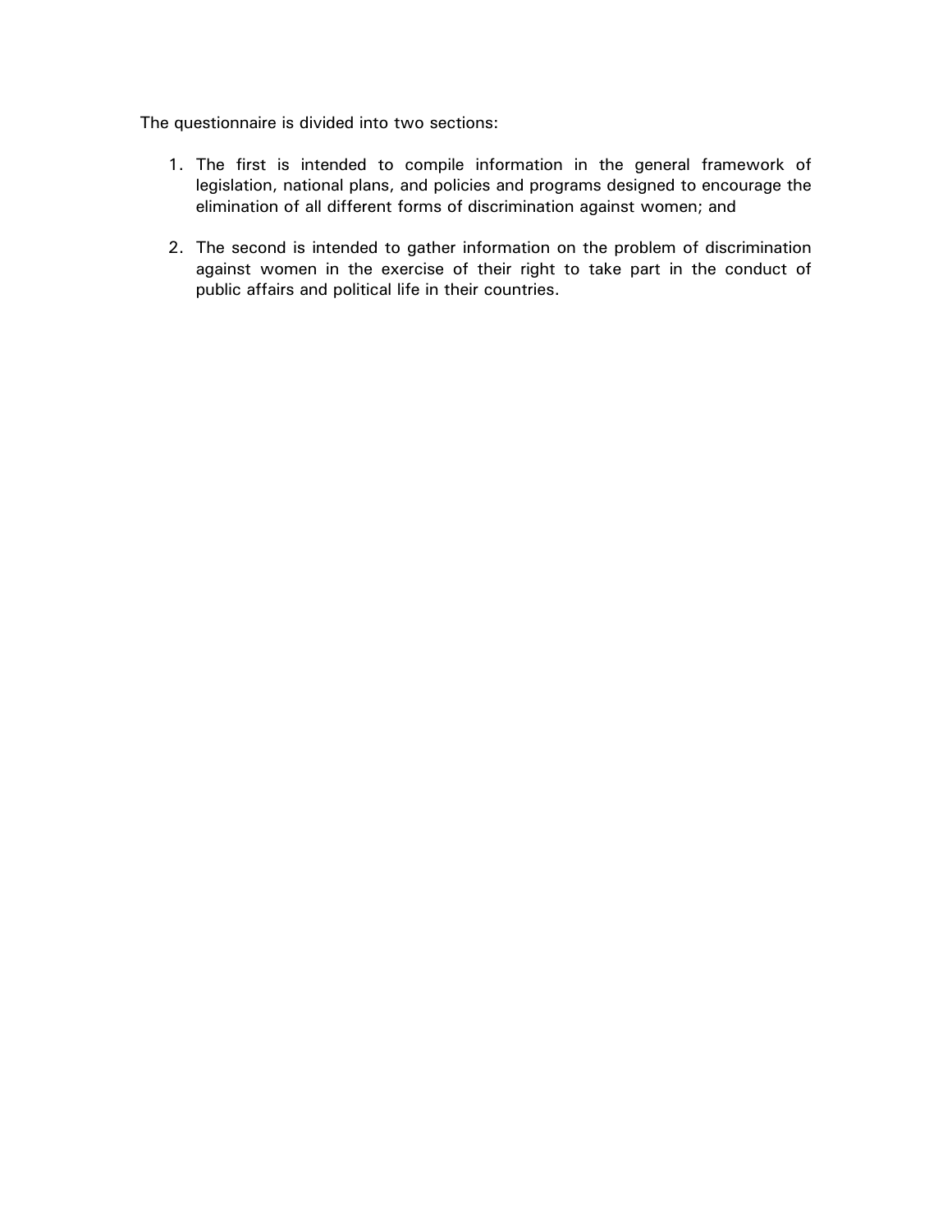The questionnaire is divided into two sections:

1. The first is intended to compile information in the general framework of legislation, national plans, and policies and programs designed to encourage the elimination of all different forms of discrimination against women; and

2. The second is intended to gather information on the problem of discrimination against women in the exercise of their right to take part in the conduct of public affairs and political life in their countries.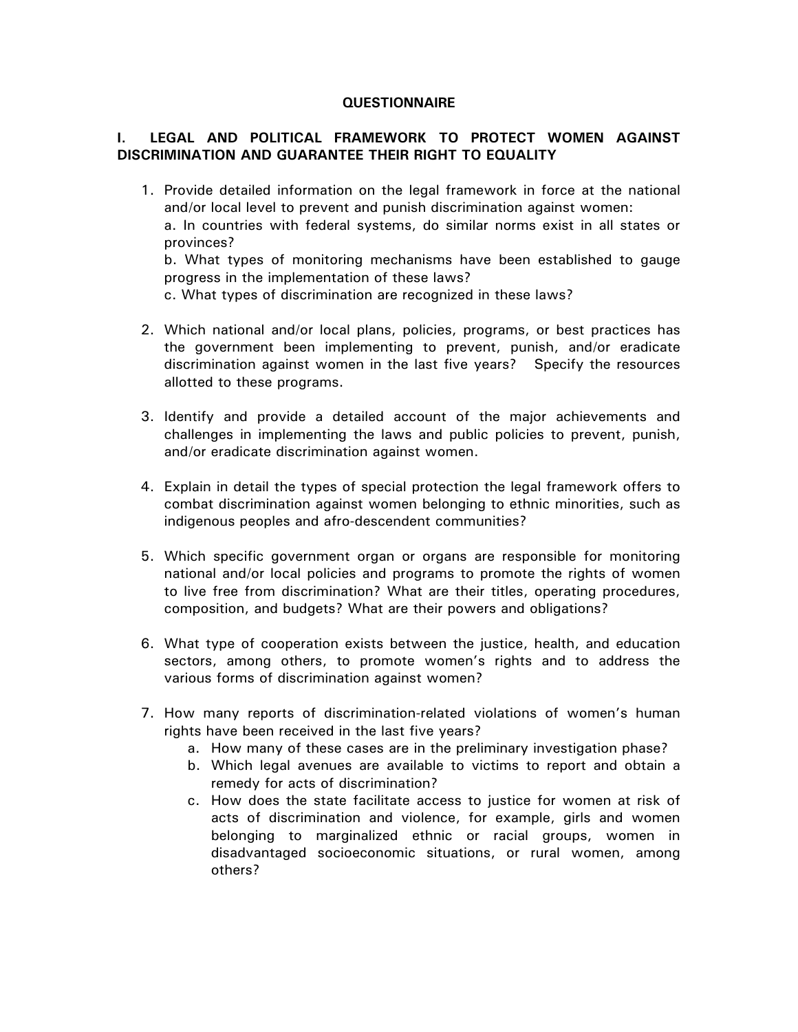## QUESTIONNAIRE

### I. LEGAL AND POLITICAL FRAMEWORK TO PROTECT WOMEN AGAINST DISCRIMINATION AND GUARANTEE THEIR RIGHT TO EQUALITY

1. Provide detailed information on the legal framework in force at the national and/or local level to prevent and punish discrimination against women:
   a. In countries with federal systems, do similar norms exist in all states or provinces?
   b. What types of monitoring mechanisms have been established to gauge progress in the implementation of these laws?
   c. What types of discrimination are recognized in these laws?

2. Which national and/or local plans, policies, programs, or best practices has the government been implementing to prevent, punish, and/or eradicate discrimination against women in the last five years? Specify the resources allotted to these programs.

3. Identify and provide a detailed account of the major achievements and challenges in implementing the laws and public policies to prevent, punish, and/or eradicate discrimination against women.

4. Explain in detail the types of special protection the legal framework offers to combat discrimination against women belonging to ethnic minorities, such as indigenous peoples and afro-descendent communities?

5. Which specific government organ or organs are responsible for monitoring national and/or local policies and programs to promote the rights of women to live free from discrimination? What are their titles, operating procedures, composition, and budgets? What are their powers and obligations?

6. What type of cooperation exists between the justice, health, and education sectors, among others, to promote women's rights and to address the various forms of discrimination against women?

7. How many reports of discrimination-related violations of women's human rights have been received in the last five years?
   a. How many of these cases are in the preliminary investigation phase?
   b. Which legal avenues are available to victims to report and obtain a remedy for acts of discrimination?
   c. How does the state facilitate access to justice for women at risk of acts of discrimination and violence, for example, girls and women belonging to marginalized ethnic or racial groups, women in disadvantaged socioeconomic situations, or rural women, among others?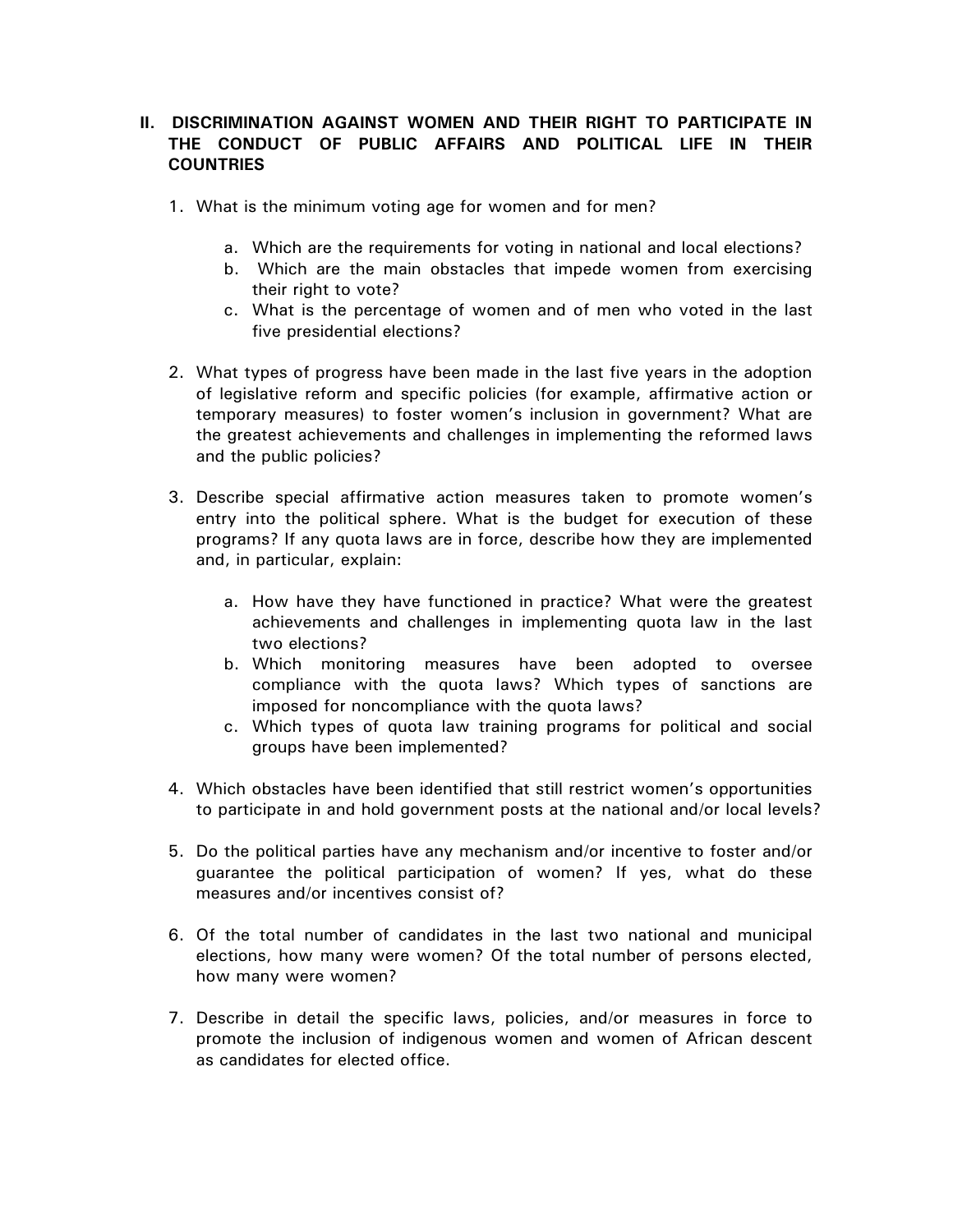## II. DISCRIMINATION AGAINST WOMEN AND THEIR RIGHT TO PARTICIPATE IN THE CONDUCT OF PUBLIC AFFAIRS AND POLITICAL LIFE IN THEIR COUNTRIES

1. What is the minimum voting age for women and for men?

   a. Which are the requirements for voting in national and local elections?
   b. Which are the main obstacles that impede women from exercising their right to vote?
   c. What is the percentage of women and of men who voted in the last five presidential elections?

2. What types of progress have been made in the last five years in the adoption of legislative reform and specific policies (for example, affirmative action or temporary measures) to foster women's inclusion in government? What are the greatest achievements and challenges in implementing the reformed laws and the public policies?

3. Describe special affirmative action measures taken to promote women's entry into the political sphere. What is the budget for execution of these programs? If any quota laws are in force, describe how they are implemented and, in particular, explain:

   a. How have they have functioned in practice? What were the greatest achievements and challenges in implementing quota law in the last two elections?
   b. Which monitoring measures have been adopted to oversee compliance with the quota laws? Which types of sanctions are imposed for noncompliance with the quota laws?
   c. Which types of quota law training programs for political and social groups have been implemented?

4. Which obstacles have been identified that still restrict women's opportunities to participate in and hold government posts at the national and/or local levels?

5. Do the political parties have any mechanism and/or incentive to foster and/or guarantee the political participation of women? If yes, what do these measures and/or incentives consist of?

6. Of the total number of candidates in the last two national and municipal elections, how many were women? Of the total number of persons elected, how many were women?

7. Describe in detail the specific laws, policies, and/or measures in force to promote the inclusion of indigenous women and women of African descent as candidates for elected office.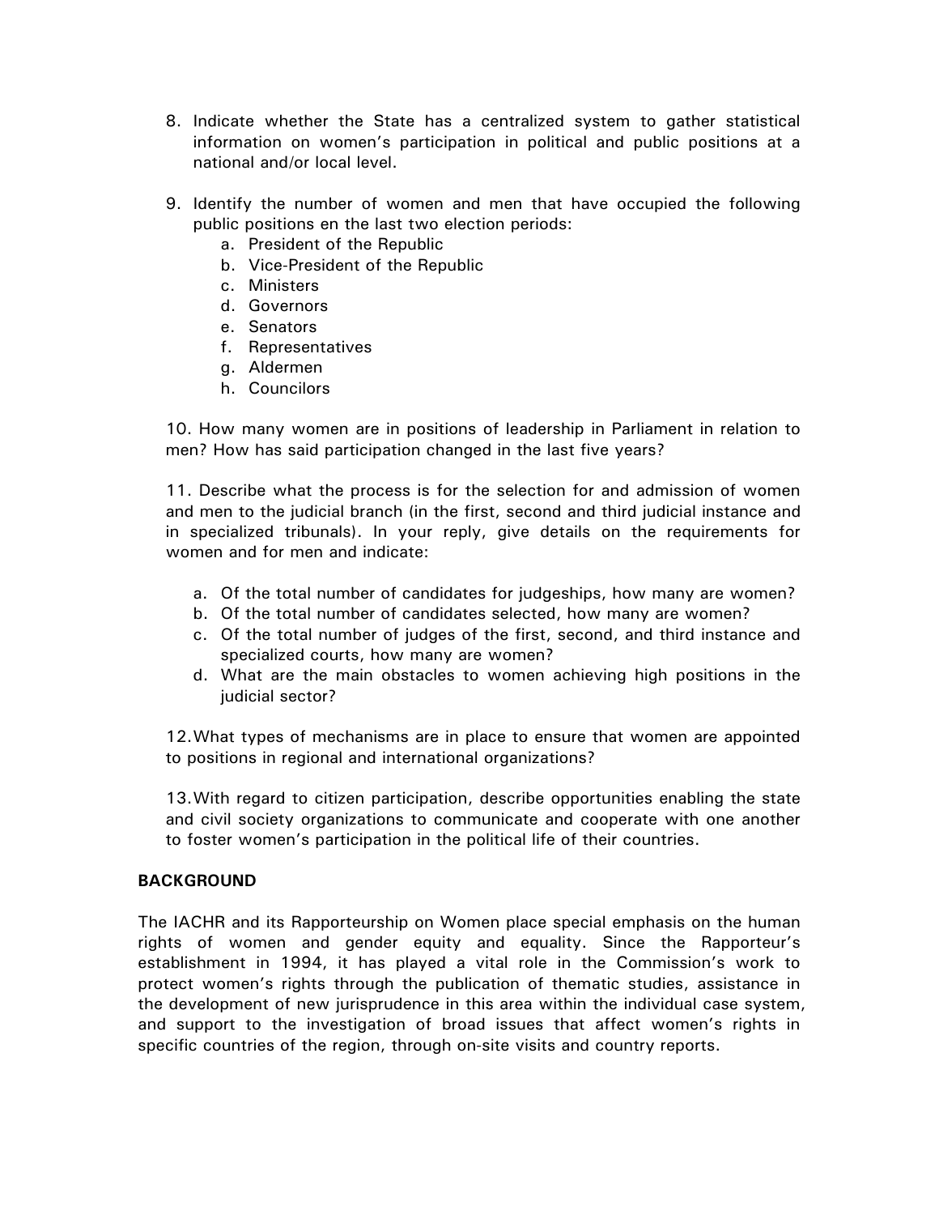8. Indicate whether the State has a centralized system to gather statistical information on women's participation in political and public positions at a national and/or local level.

9. Identify the number of women and men that have occupied the following public positions en the last two election periods:
   a. President of the Republic
   b. Vice-President of the Republic
   c. Ministers
   d. Governors
   e. Senators
   f. Representatives
   g. Aldermen
   h. Councilors

10. How many women are in positions of leadership in Parliament in relation to men? How has said participation changed in the last five years?

11. Describe what the process is for the selection for and admission of women and men to the judicial branch (in the first, second and third judicial instance and in specialized tribunals). In your reply, give details on the requirements for women and for men and indicate:

    a. Of the total number of candidates for judgeships, how many are women?
    b. Of the total number of candidates selected, how many are women?
    c. Of the total number of judges of the first, second, and third instance and specialized courts, how many are women?
    d. What are the main obstacles to women achieving high positions in the judicial sector?

12. What types of mechanisms are in place to ensure that women are appointed to positions in regional and international organizations?

13. With regard to citizen participation, describe opportunities enabling the state and civil society organizations to communicate and cooperate with one another to foster women's participation in the political life of their countries.

**BACKGROUND**

The IACHR and its Rapporteurship on Women place special emphasis on the human rights of women and gender equity and equality. Since the Rapporteur's establishment in 1994, it has played a vital role in the Commission's work to protect women's rights through the publication of thematic studies, assistance in the development of new jurisprudence in this area within the individual case system, and support to the investigation of broad issues that affect women's rights in specific countries of the region, through on-site visits and country reports.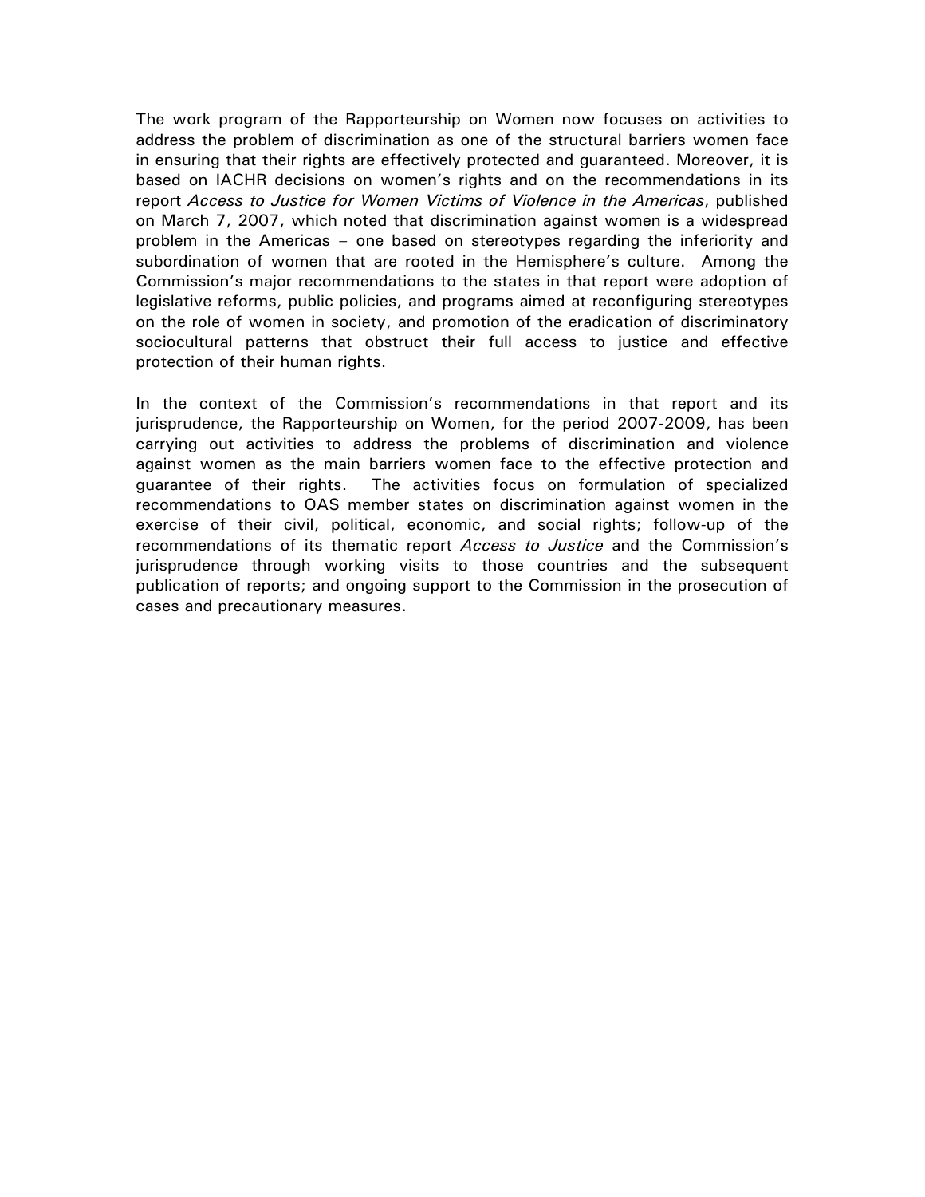The work program of the Rapporteurship on Women now focuses on activities to address the problem of discrimination as one of the structural barriers women face in ensuring that their rights are effectively protected and guaranteed. Moreover, it is based on IACHR decisions on women's rights and on the recommendations in its report *Access to Justice for Women Victims of Violence in the Americas*, published on March 7, 2007, which noted that discrimination against women is a widespread problem in the Americas – one based on stereotypes regarding the inferiority and subordination of women that are rooted in the Hemisphere's culture. Among the Commission's major recommendations to the states in that report were adoption of legislative reforms, public policies, and programs aimed at reconfiguring stereotypes on the role of women in society, and promotion of the eradication of discriminatory sociocultural patterns that obstruct their full access to justice and effective protection of their human rights.

In the context of the Commission's recommendations in that report and its jurisprudence, the Rapporteurship on Women, for the period 2007-2009, has been carrying out activities to address the problems of discrimination and violence against women as the main barriers women face to the effective protection and guarantee of their rights. The activities focus on formulation of specialized recommendations to OAS member states on discrimination against women in the exercise of their civil, political, economic, and social rights; follow-up of the recommendations of its thematic report *Access to Justice* and the Commission's jurisprudence through working visits to those countries and the subsequent publication of reports; and ongoing support to the Commission in the prosecution of cases and precautionary measures.